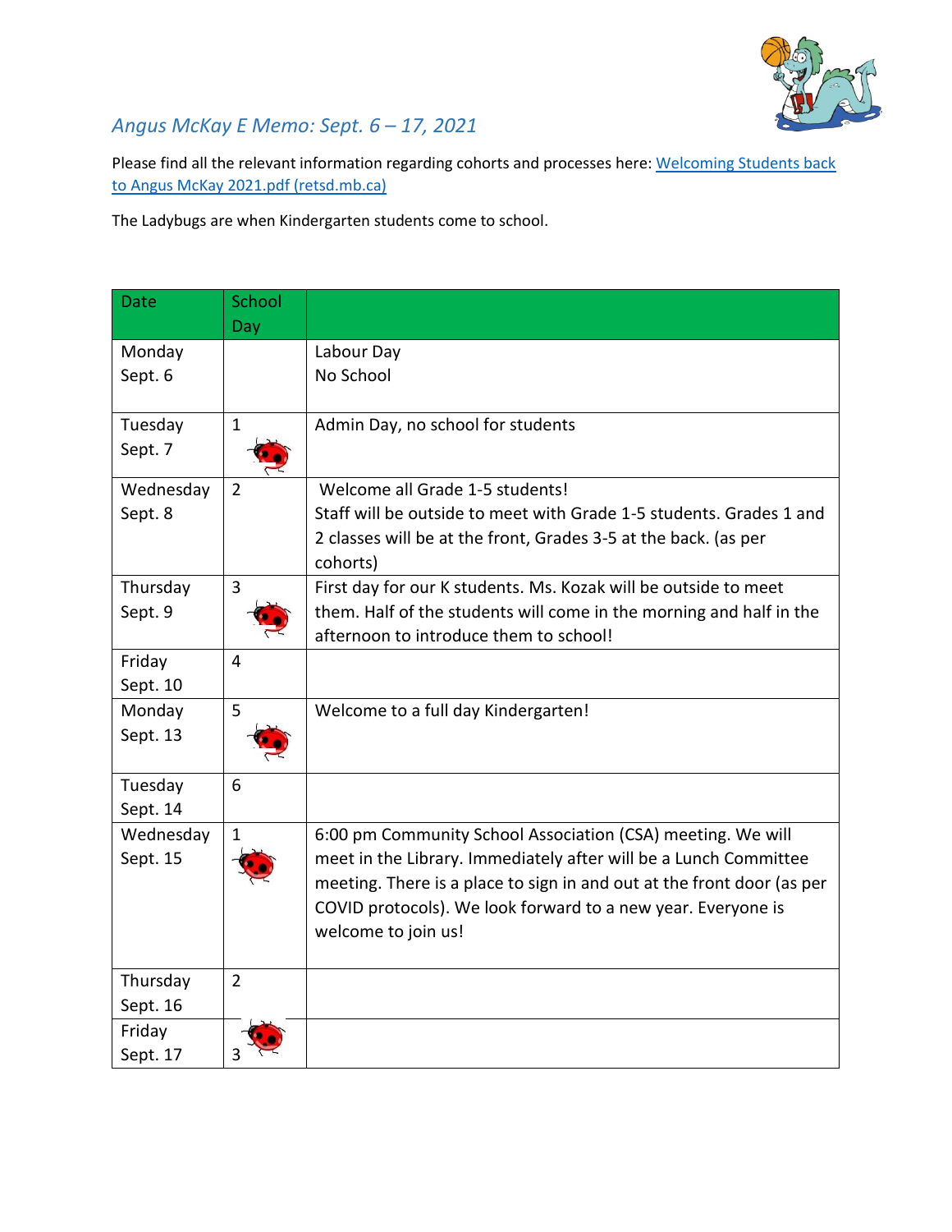## *Angus McKay E Memo: Sept. 6 – 17, 2021*

Please find all the relevant information regarding cohorts and processes here: [Welcoming Students back to Angus McKay 2021.pdf (retsd.mb.ca)]

The Ladybugs are when Kindergarten students come to school.

| Date | School Day | |
|---|---|---|
| Monday Sept. 6 | | Labour Day<br>No School |
| Tuesday Sept. 7 | 1 🐞 | Admin Day, no school for students |
| Wednesday Sept. 8 | 2 | Welcome all Grade 1-5 students!<br>Staff will be outside to meet with Grade 1-5 students. Grades 1 and 2 classes will be at the front, Grades 3-5 at the back. (as per cohorts) |
| Thursday Sept. 9 | 3 🐞 | First day for our K students. Ms. Kozak will be outside to meet them. Half of the students will come in the morning and half in the afternoon to introduce them to school! |
| Friday Sept. 10 | 4 | |
| Monday Sept. 13 | 5 🐞 | Welcome to a full day Kindergarten! |
| Tuesday Sept. 14 | 6 | |
| Wednesday Sept. 15 | 1 🐞 | 6:00 pm Community School Association (CSA) meeting. We will meet in the Library. Immediately after will be a Lunch Committee meeting. There is a place to sign in and out at the front door (as per COVID protocols). We look forward to a new year. Everyone is welcome to join us! |
| Thursday Sept. 16 | 2 | |
| Friday Sept. 17 | 🐞 3 | |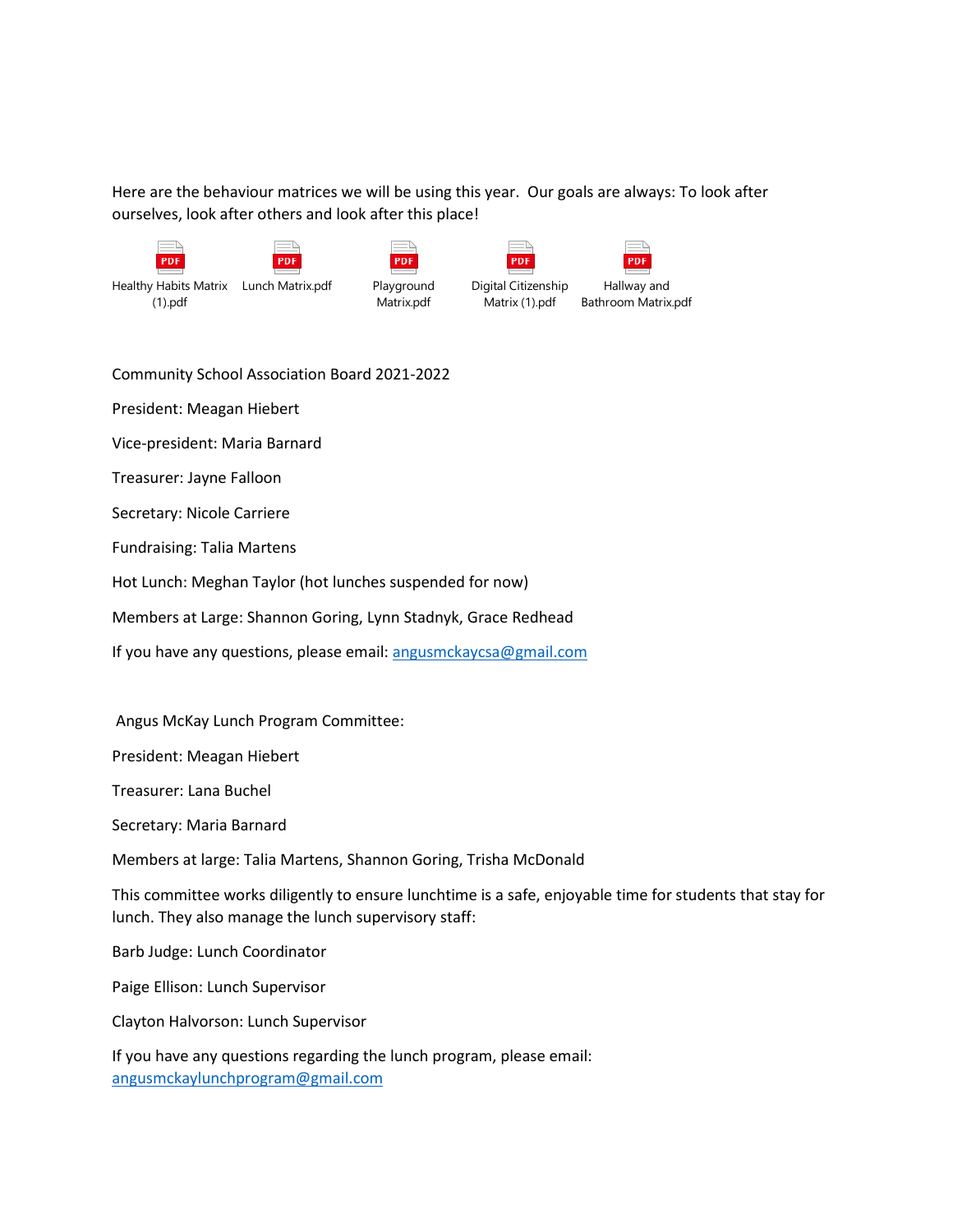Here are the behaviour matrices we will be using this year. Our goals are always: To look after ourselves, look after others and look after this place!

Healthy Habits Matrix (1).pdf

Lunch Matrix.pdf

Playground Matrix.pdf

Digital Citizenship Matrix (1).pdf

Hallway and Bathroom Matrix.pdf

Community School Association Board 2021-2022

President: Meagan Hiebert

Vice-president: Maria Barnard

Treasurer: Jayne Falloon

Secretary: Nicole Carriere

Fundraising: Talia Martens

Hot Lunch: Meghan Taylor (hot lunches suspended for now)

Members at Large: Shannon Goring, Lynn Stadnyk, Grace Redhead

If you have any questions, please email: angusmckaycsa@gmail.com

Angus McKay Lunch Program Committee:

President: Meagan Hiebert

Treasurer: Lana Buchel

Secretary: Maria Barnard

Members at large: Talia Martens, Shannon Goring, Trisha McDonald

This committee works diligently to ensure lunchtime is a safe, enjoyable time for students that stay for lunch. They also manage the lunch supervisory staff:

Barb Judge: Lunch Coordinator

Paige Ellison: Lunch Supervisor

Clayton Halvorson: Lunch Supervisor

If you have any questions regarding the lunch program, please email: angusmckaylunchprogram@gmail.com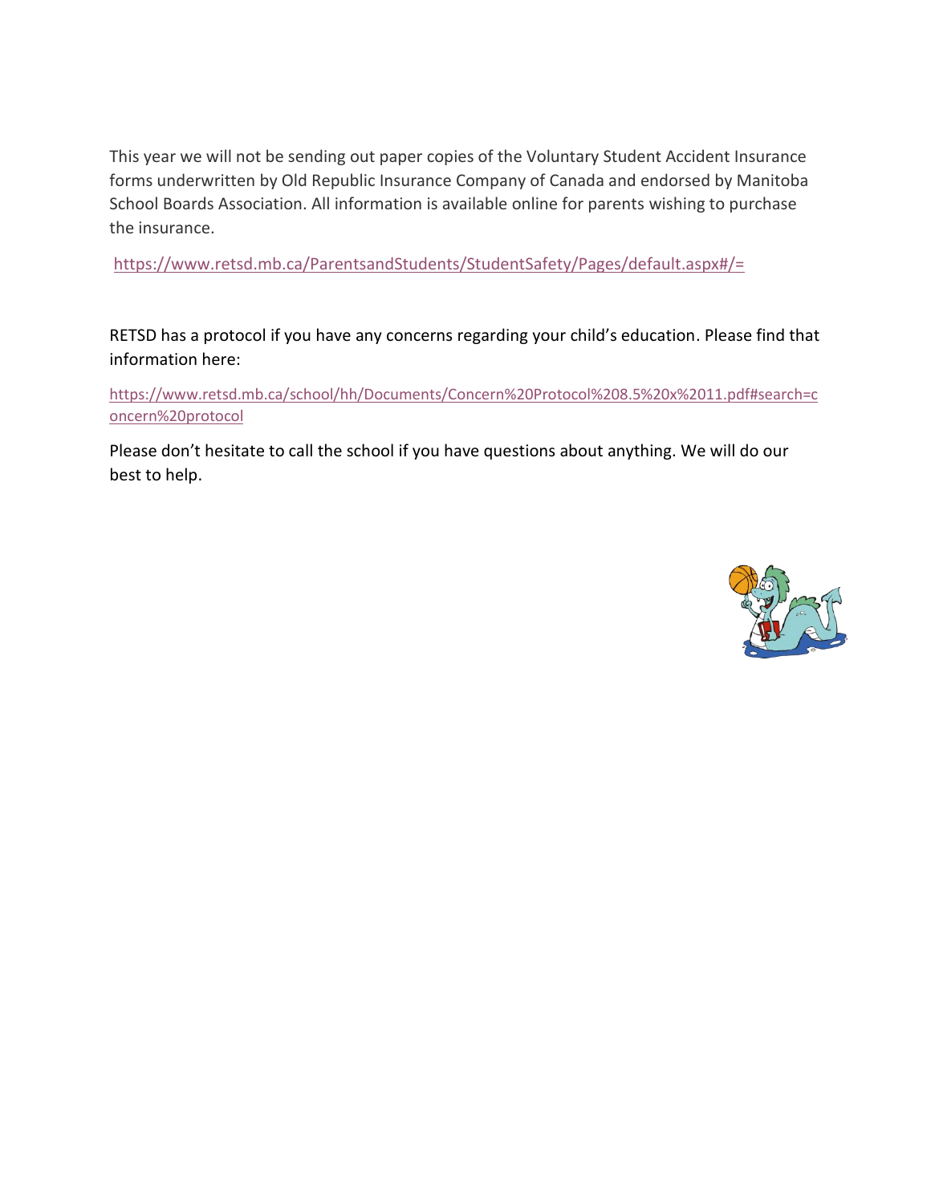This year we will not be sending out paper copies of the Voluntary Student Accident Insurance forms underwritten by Old Republic Insurance Company of Canada and endorsed by Manitoba School Boards Association. All information is available online for parents wishing to purchase the insurance.

https://www.retsd.mb.ca/ParentsandStudents/StudentSafety/Pages/default.aspx#/=

RETSD has a protocol if you have any concerns regarding your child's education. Please find that information here:

https://www.retsd.mb.ca/school/hh/Documents/Concern%20Protocol%208.5%20x%2011.pdf#search=concern%20protocol

Please don't hesitate to call the school if you have questions about anything. We will do our best to help.